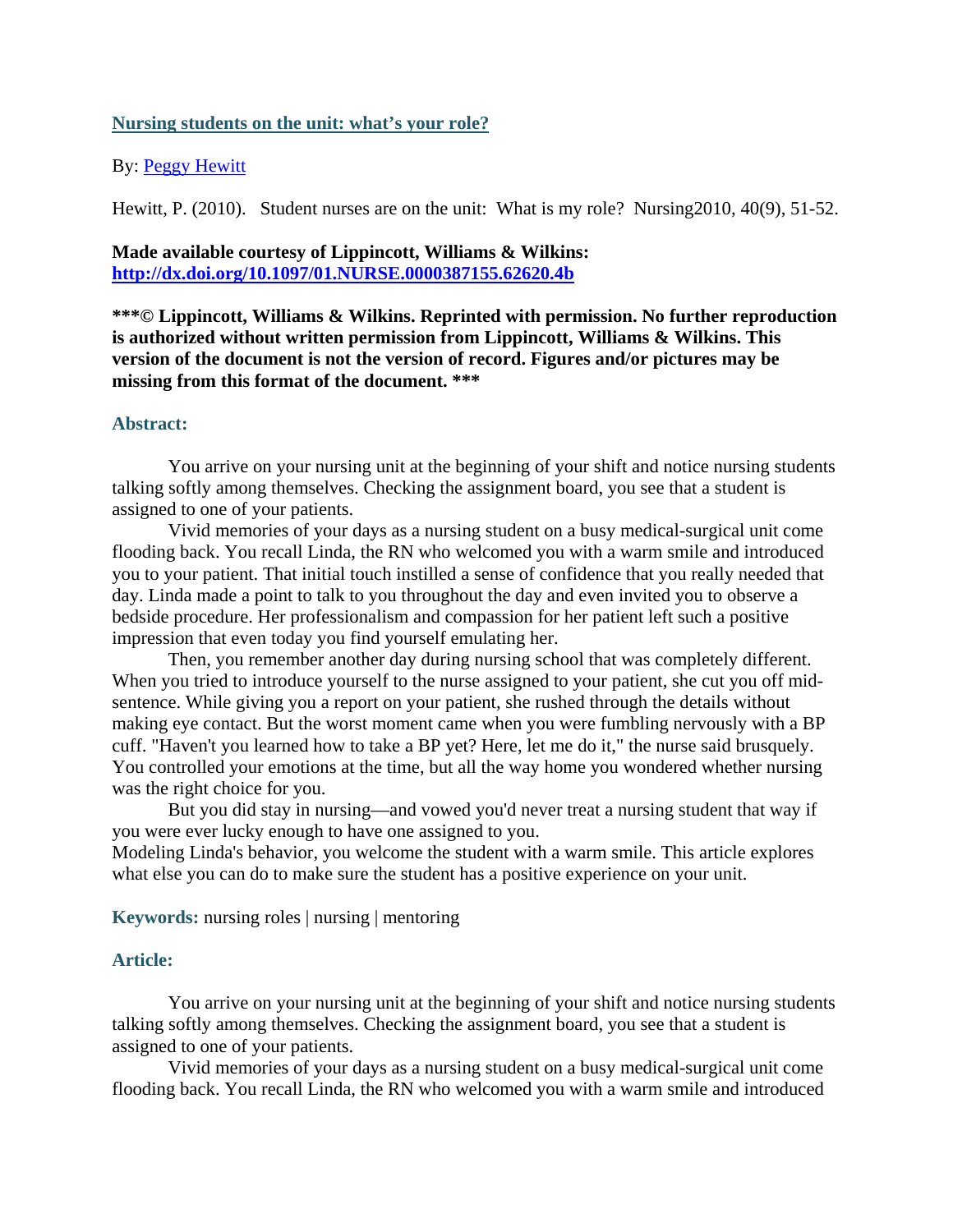# [Nursing students on the unit: what's your role?](#)

By: [Peggy Hewitt](#)

Hewitt, P. (2010). Student nurses are on the unit: What is my role? Nursing2010, 40(9), 51-52.

**Made available courtesy of Lippincott, Williams & Wilkins:**
**[http://dx.doi.org/10.1097/01.NURSE.0000387155.62620.4b](http://dx.doi.org/10.1097/01.NURSE.0000387155.62620.4b)**

**\*\*\*© Lippincott, Williams & Wilkins. Reprinted with permission. No further reproduction is authorized without written permission from Lippincott, Williams & Wilkins. This version of the document is not the version of record. Figures and/or pictures may be missing from this format of the document. \*\*\***

## Abstract:

You arrive on your nursing unit at the beginning of your shift and notice nursing students talking softly among themselves. Checking the assignment board, you see that a student is assigned to one of your patients.

Vivid memories of your days as a nursing student on a busy medical-surgical unit come flooding back. You recall Linda, the RN who welcomed you with a warm smile and introduced you to your patient. That initial touch instilled a sense of confidence that you really needed that day. Linda made a point to talk to you throughout the day and even invited you to observe a bedside procedure. Her professionalism and compassion for her patient left such a positive impression that even today you find yourself emulating her.

Then, you remember another day during nursing school that was completely different. When you tried to introduce yourself to the nurse assigned to your patient, she cut you off mid-sentence. While giving you a report on your patient, she rushed through the details without making eye contact. But the worst moment came when you were fumbling nervously with a BP cuff. "Haven't you learned how to take a BP yet? Here, let me do it," the nurse said brusquely. You controlled your emotions at the time, but all the way home you wondered whether nursing was the right choice for you.

But you did stay in nursing—and vowed you'd never treat a nursing student that way if you were ever lucky enough to have one assigned to you.

Modeling Linda's behavior, you welcome the student with a warm smile. This article explores what else you can do to make sure the student has a positive experience on your unit.

**Keywords:** nursing roles | nursing | mentoring

## Article:

You arrive on your nursing unit at the beginning of your shift and notice nursing students talking softly among themselves. Checking the assignment board, you see that a student is assigned to one of your patients.

Vivid memories of your days as a nursing student on a busy medical-surgical unit come flooding back. You recall Linda, the RN who welcomed you with a warm smile and introduced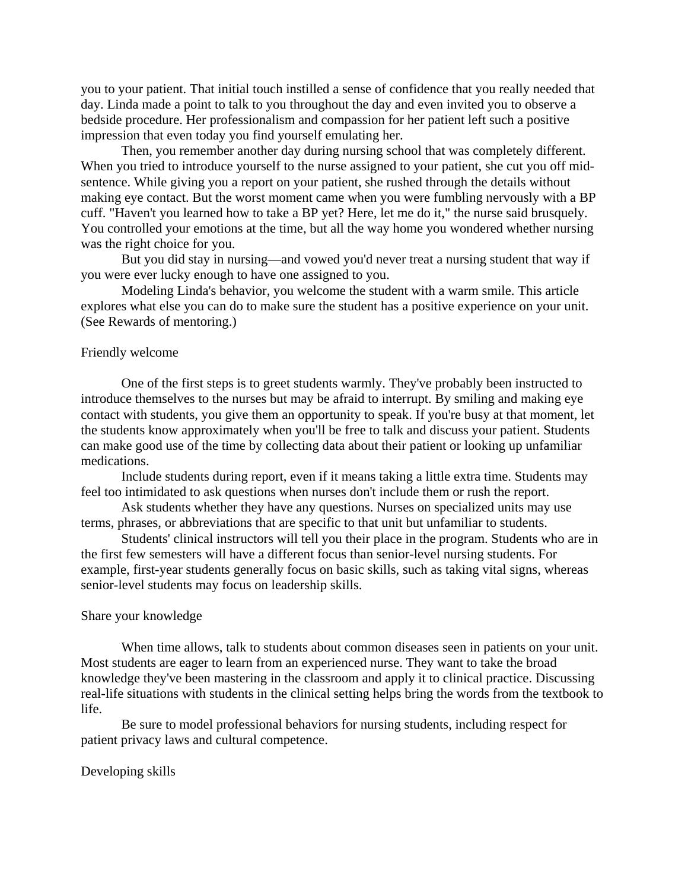you to your patient. That initial touch instilled a sense of confidence that you really needed that day. Linda made a point to talk to you throughout the day and even invited you to observe a bedside procedure. Her professionalism and compassion for her patient left such a positive impression that even today you find yourself emulating her.

Then, you remember another day during nursing school that was completely different. When you tried to introduce yourself to the nurse assigned to your patient, she cut you off mid-sentence. While giving you a report on your patient, she rushed through the details without making eye contact. But the worst moment came when you were fumbling nervously with a BP cuff. "Haven't you learned how to take a BP yet? Here, let me do it," the nurse said brusquely. You controlled your emotions at the time, but all the way home you wondered whether nursing was the right choice for you.

But you did stay in nursing—and vowed you'd never treat a nursing student that way if you were ever lucky enough to have one assigned to you.

Modeling Linda's behavior, you welcome the student with a warm smile. This article explores what else you can do to make sure the student has a positive experience on your unit. (See Rewards of mentoring.)

## Friendly welcome

One of the first steps is to greet students warmly. They've probably been instructed to introduce themselves to the nurses but may be afraid to interrupt. By smiling and making eye contact with students, you give them an opportunity to speak. If you're busy at that moment, let the students know approximately when you'll be free to talk and discuss your patient. Students can make good use of the time by collecting data about their patient or looking up unfamiliar medications.

Include students during report, even if it means taking a little extra time. Students may feel too intimidated to ask questions when nurses don't include them or rush the report.

Ask students whether they have any questions. Nurses on specialized units may use terms, phrases, or abbreviations that are specific to that unit but unfamiliar to students.

Students' clinical instructors will tell you their place in the program. Students who are in the first few semesters will have a different focus than senior-level nursing students. For example, first-year students generally focus on basic skills, such as taking vital signs, whereas senior-level students may focus on leadership skills.

## Share your knowledge

When time allows, talk to students about common diseases seen in patients on your unit. Most students are eager to learn from an experienced nurse. They want to take the broad knowledge they've been mastering in the classroom and apply it to clinical practice. Discussing real-life situations with students in the clinical setting helps bring the words from the textbook to life.

Be sure to model professional behaviors for nursing students, including respect for patient privacy laws and cultural competence.

## Developing skills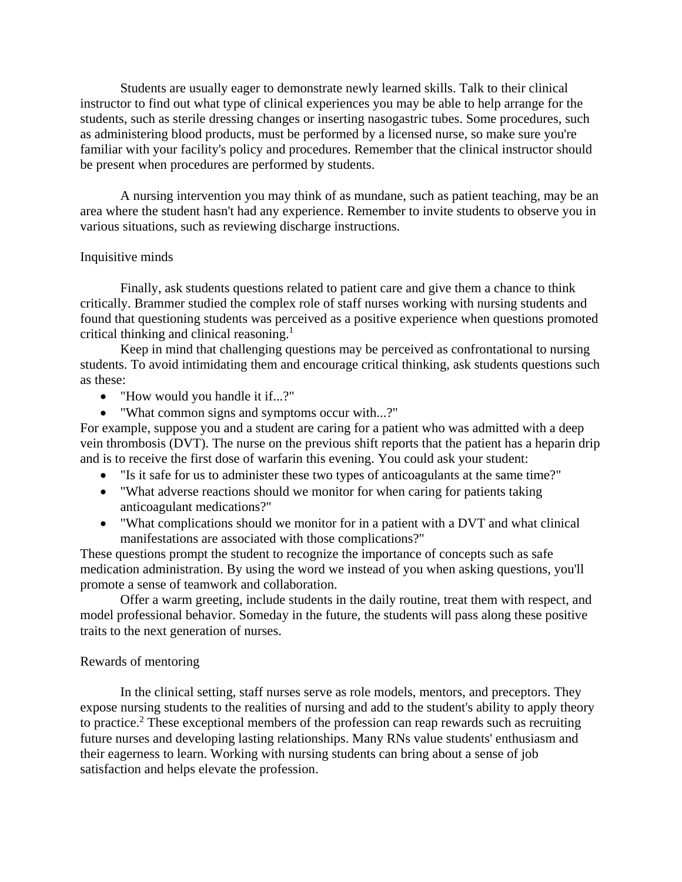Students are usually eager to demonstrate newly learned skills. Talk to their clinical instructor to find out what type of clinical experiences you may be able to help arrange for the students, such as sterile dressing changes or inserting nasogastric tubes. Some procedures, such as administering blood products, must be performed by a licensed nurse, so make sure you're familiar with your facility's policy and procedures. Remember that the clinical instructor should be present when procedures are performed by students.

A nursing intervention you may think of as mundane, such as patient teaching, may be an area where the student hasn't had any experience. Remember to invite students to observe you in various situations, such as reviewing discharge instructions.

## Inquisitive minds

Finally, ask students questions related to patient care and give them a chance to think critically. Brammer studied the complex role of staff nurses working with nursing students and found that questioning students was perceived as a positive experience when questions promoted critical thinking and clinical reasoning.[1]

Keep in mind that challenging questions may be perceived as confrontational to nursing students. To avoid intimidating them and encourage critical thinking, ask students questions such as these:

- "How would you handle it if...?"
- "What common signs and symptoms occur with...?"

For example, suppose you and a student are caring for a patient who was admitted with a deep vein thrombosis (DVT). The nurse on the previous shift reports that the patient has a heparin drip and is to receive the first dose of warfarin this evening. You could ask your student:

- "Is it safe for us to administer these two types of anticoagulants at the same time?"
- "What adverse reactions should we monitor for when caring for patients taking anticoagulant medications?"
- "What complications should we monitor for in a patient with a DVT and what clinical manifestations are associated with those complications?"

These questions prompt the student to recognize the importance of concepts such as safe medication administration. By using the word we instead of you when asking questions, you'll promote a sense of teamwork and collaboration.

Offer a warm greeting, include students in the daily routine, treat them with respect, and model professional behavior. Someday in the future, the students will pass along these positive traits to the next generation of nurses.

## Rewards of mentoring

In the clinical setting, staff nurses serve as role models, mentors, and preceptors. They expose nursing students to the realities of nursing and add to the student's ability to apply theory to practice.[2] These exceptional members of the profession can reap rewards such as recruiting future nurses and developing lasting relationships. Many RNs value students' enthusiasm and their eagerness to learn. Working with nursing students can bring about a sense of job satisfaction and helps elevate the profession.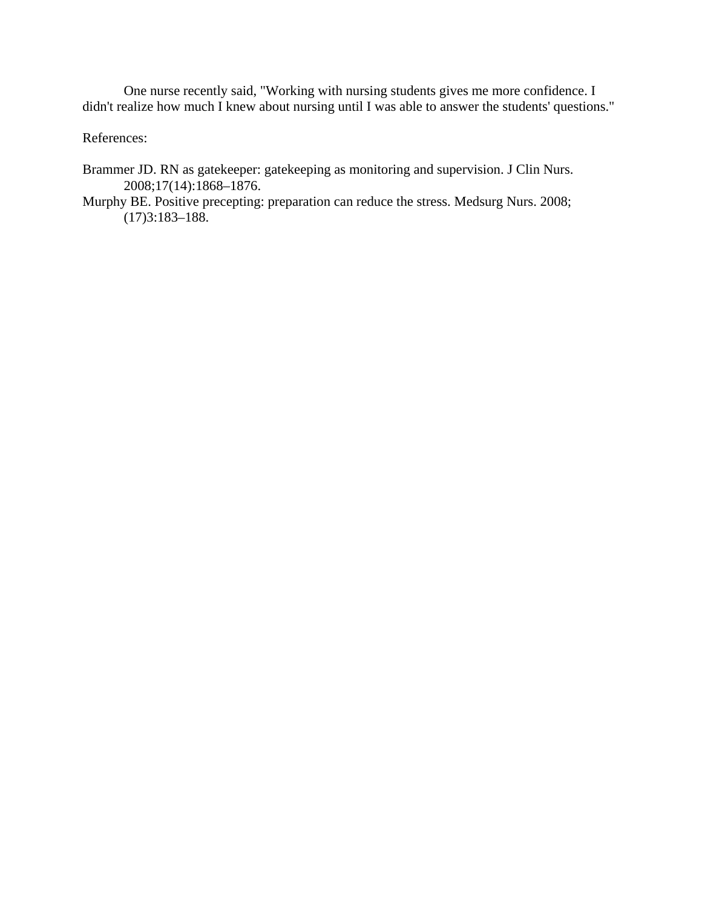One nurse recently said, "Working with nursing students gives me more confidence. I didn't realize how much I knew about nursing until I was able to answer the students' questions."

References:

Brammer JD. RN as gatekeeper: gatekeeping as monitoring and supervision. J Clin Nurs. 2008;17(14):1868–1876.

Murphy BE. Positive precepting: preparation can reduce the stress. Medsurg Nurs. 2008; (17)3:183–188.